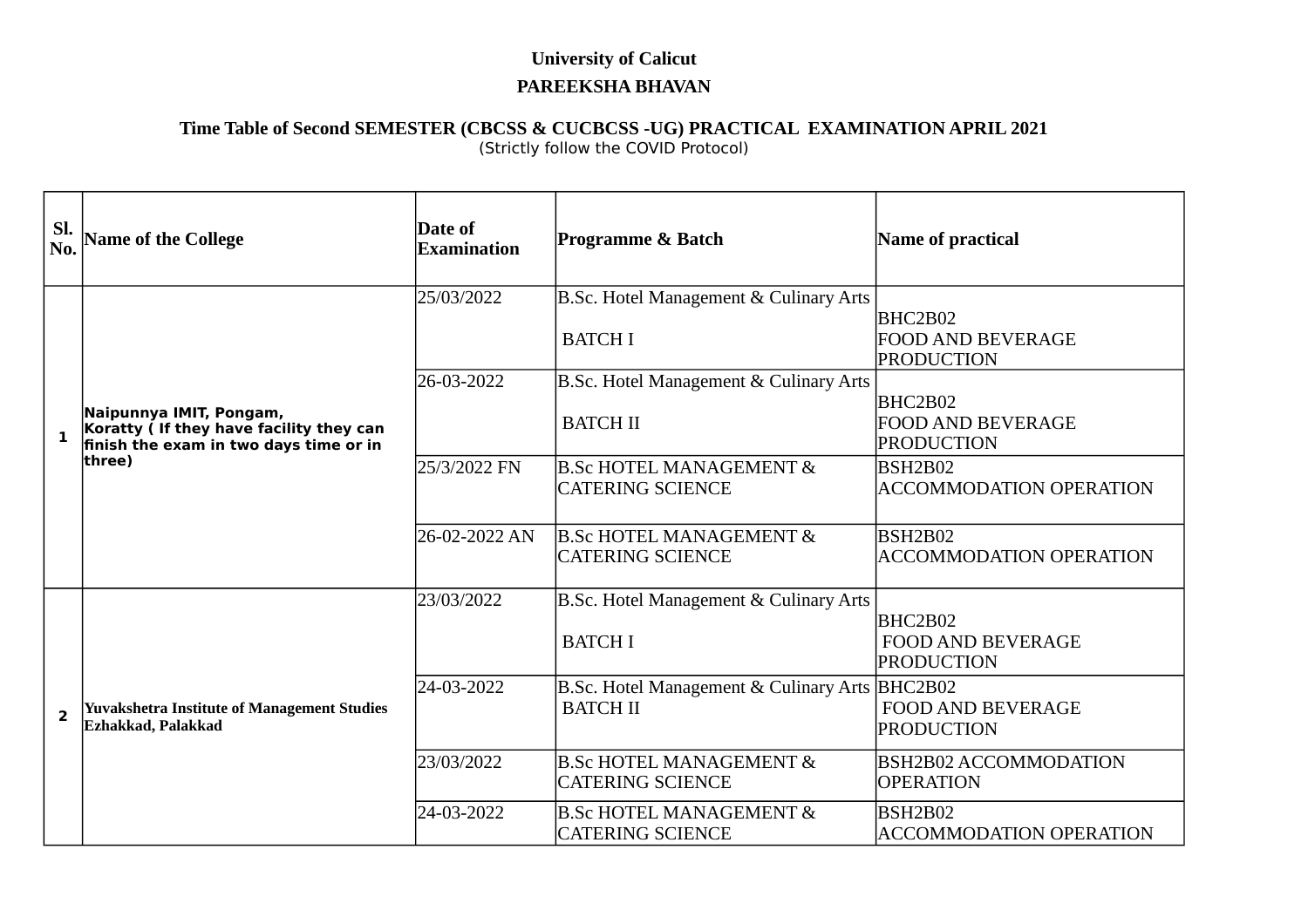**University of Calicut**

**PAREEKSHA BHAVAN**

**Time Table of Second SEMESTER (CBCSS & CUCBCSS -UG) PRACTICAL EXAMINATION APRIL 2021**

(Strictly follow the COVID Protocol)

| Sl. No. | Name of the College | Date of Examination | Programme & Batch | Name of practical |
|---|---|---|---|---|
| 1 | **Naipunnya IMIT, Pongam, Koratty ( If they have facility they can finish the exam in two days time or in three)** | 25/03/2022 | B.Sc. Hotel Management & Culinary Arts BATCH I | BHC2B02 FOOD AND BEVERAGE PRODUCTION |
| | | 26-03-2022 | B.Sc. Hotel Management & Culinary Arts BATCH II | BHC2B02 FOOD AND BEVERAGE PRODUCTION |
| | | 25/3/2022 FN | B.Sc HOTEL MANAGEMENT & CATERING SCIENCE | BSH2B02 ACCOMMODATION OPERATION |
| | | 26-02-2022 AN | B.Sc HOTEL MANAGEMENT & CATERING SCIENCE | BSH2B02 ACCOMMODATION OPERATION |
| 2 | **Yuvakshetra Institute of Management Studies Ezhakkad, Palakkad** | 23/03/2022 | B.Sc. Hotel Management & Culinary Arts BATCH I | BHC2B02 FOOD AND BEVERAGE PRODUCTION |
| | | 24-03-2022 | B.Sc. Hotel Management & Culinary Arts BATCH II | BHC2B02 FOOD AND BEVERAGE PRODUCTION |
| | | 23/03/2022 | B.Sc HOTEL MANAGEMENT & CATERING SCIENCE | BSH2B02 ACCOMMODATION OPERATION |
| | | 24-03-2022 | B.Sc HOTEL MANAGEMENT & CATERING SCIENCE | BSH2B02 ACCOMMODATION OPERATION |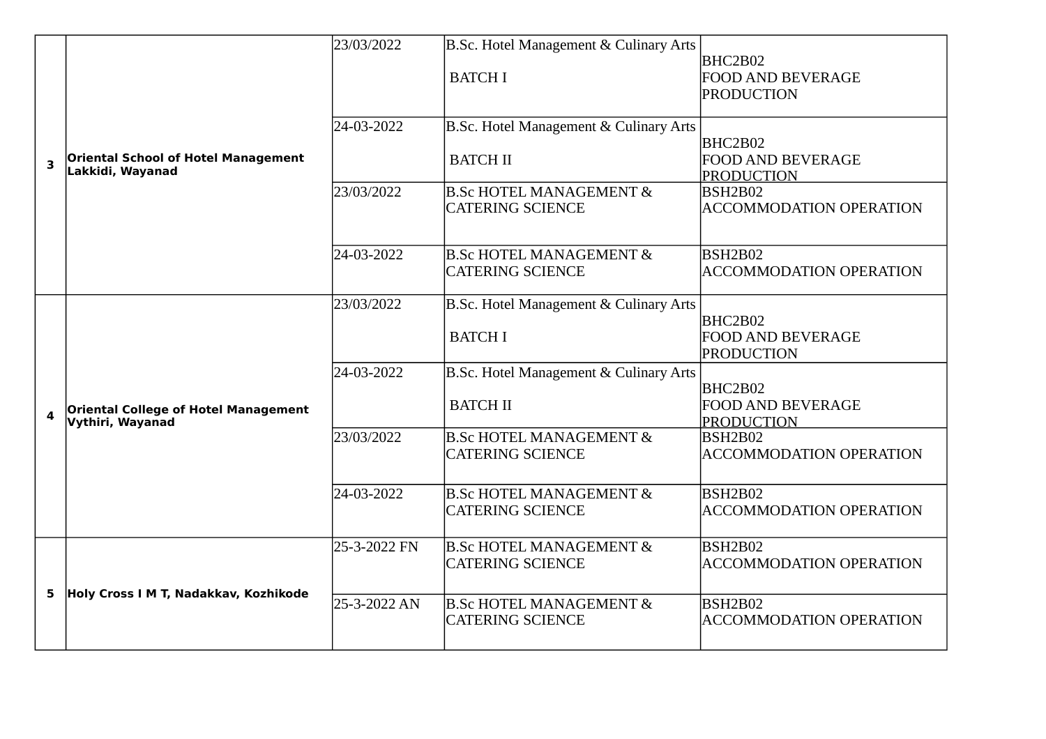| | | | | |
|---|---|---|---|---|
| 3 | Oriental School of Hotel Management Lakkidi, Wayanad | 23/03/2022 | B.Sc. Hotel Management & Culinary Arts<br><br>BATCH I | BHC2B02<br>FOOD AND BEVERAGE PRODUCTION |
| | | 24-03-2022 | B.Sc. Hotel Management & Culinary Arts<br><br>BATCH II | BHC2B02<br>FOOD AND BEVERAGE PRODUCTION |
| | | 23/03/2022 | B.Sc HOTEL MANAGEMENT & CATERING SCIENCE | BSH2B02<br>ACCOMMODATION OPERATION |
| | | 24-03-2022 | B.Sc HOTEL MANAGEMENT & CATERING SCIENCE | BSH2B02<br>ACCOMMODATION OPERATION |
| 4 | Oriental College of Hotel Management Vythiri, Wayanad | 23/03/2022 | B.Sc. Hotel Management & Culinary Arts<br><br>BATCH I | BHC2B02<br>FOOD AND BEVERAGE PRODUCTION |
| | | 24-03-2022 | B.Sc. Hotel Management & Culinary Arts<br><br>BATCH II | BHC2B02<br>FOOD AND BEVERAGE PRODUCTION |
| | | 23/03/2022 | B.Sc HOTEL MANAGEMENT & CATERING SCIENCE | BSH2B02<br>ACCOMMODATION OPERATION |
| | | 24-03-2022 | B.Sc HOTEL MANAGEMENT & CATERING SCIENCE | BSH2B02<br>ACCOMMODATION OPERATION |
| 5 | Holy Cross I M T, Nadakkav, Kozhikode | 25-3-2022 FN | B.Sc HOTEL MANAGEMENT & CATERING SCIENCE | BSH2B02<br>ACCOMMODATION OPERATION |
| | | 25-3-2022 AN | B.Sc HOTEL MANAGEMENT & CATERING SCIENCE | BSH2B02<br>ACCOMMODATION OPERATION |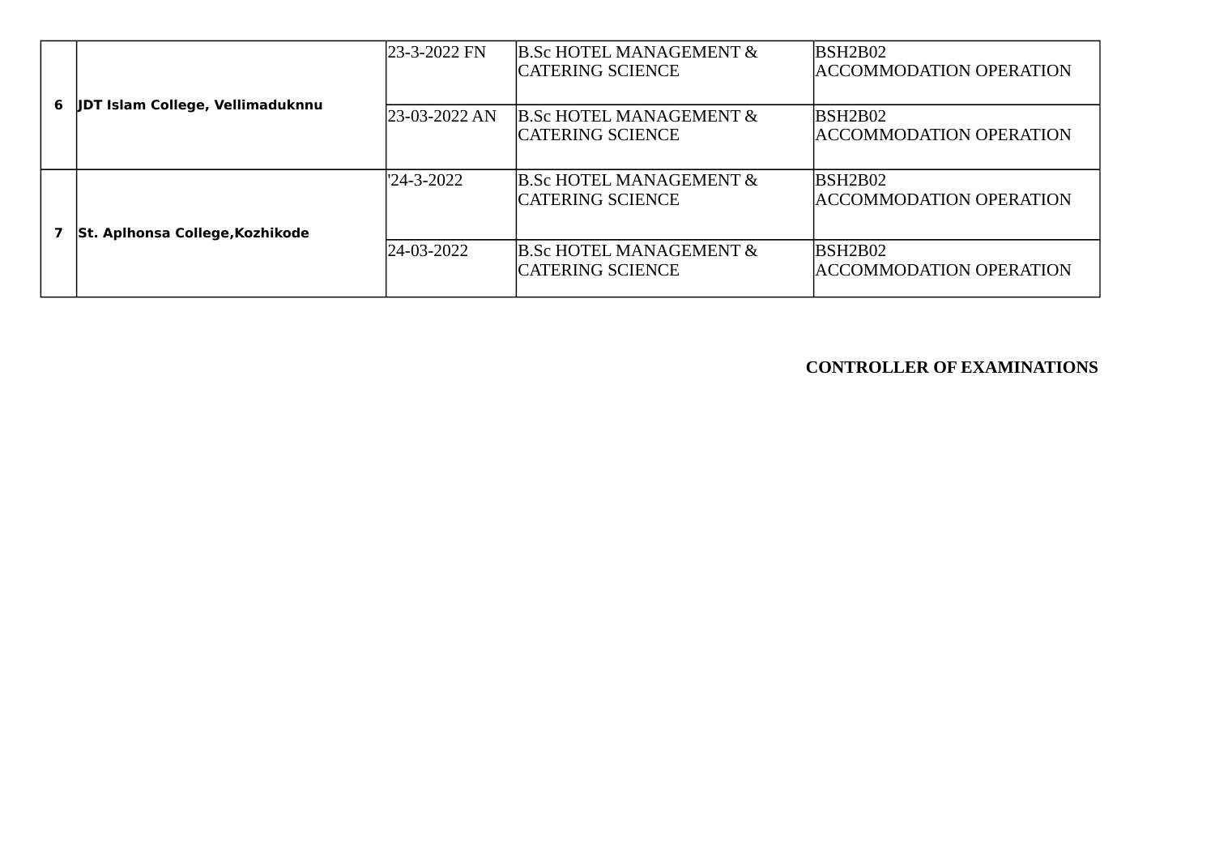| | | | | |
|---|---|---|---|---|
| **6** | **JDT Islam College, Vellimaduknnu** | 23-3-2022 FN | B.Sc HOTEL MANAGEMENT & CATERING SCIENCE | BSH2B02 ACCOMMODATION OPERATION |
| | | 23-03-2022 AN | B.Sc HOTEL MANAGEMENT & CATERING SCIENCE | BSH2B02 ACCOMMODATION OPERATION |
| **7** | **St. Aplhonsa College,Kozhikode** | '24-3-2022 | B.Sc HOTEL MANAGEMENT & CATERING SCIENCE | BSH2B02 ACCOMMODATION OPERATION |
| | | 24-03-2022 | B.Sc HOTEL MANAGEMENT & CATERING SCIENCE | BSH2B02 ACCOMMODATION OPERATION |

**CONTROLLER OF EXAMINATIONS**